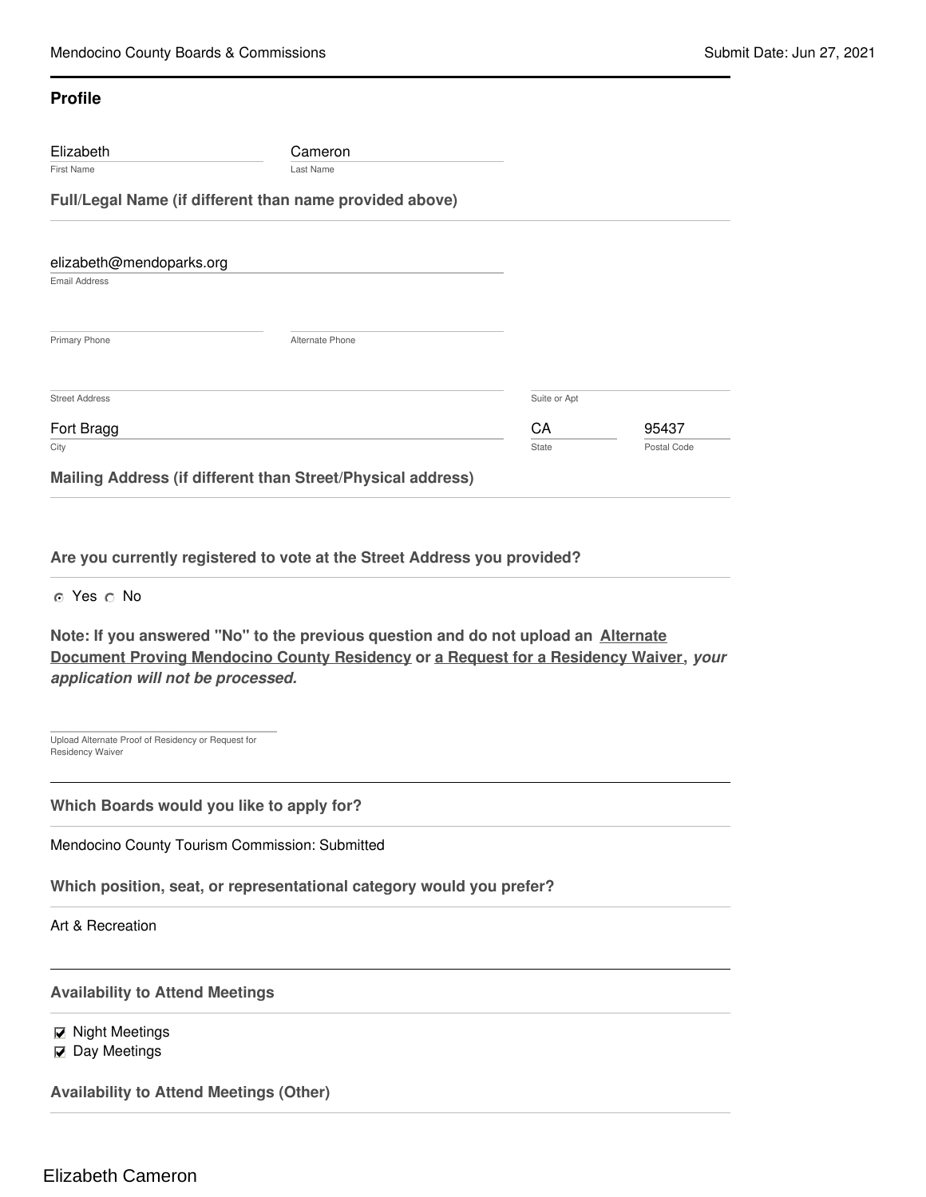## Profile

Elizabeth
First Name

Cameron
Last Name

**Full/Legal Name (if different than name provided above)**

elizabeth@mendoparks.org
Email Address

Primary Phone

Alternate Phone

Street Address

Suite or Apt

Fort Bragg
City

CA
State

95437
Postal Code

**Mailing Address (if different than Street/Physical address)**

**Are you currently registered to vote at the Street Address you provided?**

- [x] Yes
- [ ] No

**Note: If you answered "No" to the previous question and do not upload an Alternate Document Proving Mendocino County Residency or a Request for a Residency Waiver,** ***your application will not be processed.***

Upload Alternate Proof of Residency or Request for Residency Waiver

---

**Which Boards would you like to apply for?**

Mendocino County Tourism Commission: Submitted

**Which position, seat, or representational category would you prefer?**

Art & Recreation

---

**Availability to Attend Meetings**

- [x] Night Meetings
- [x] Day Meetings

**Availability to Attend Meetings (Other)**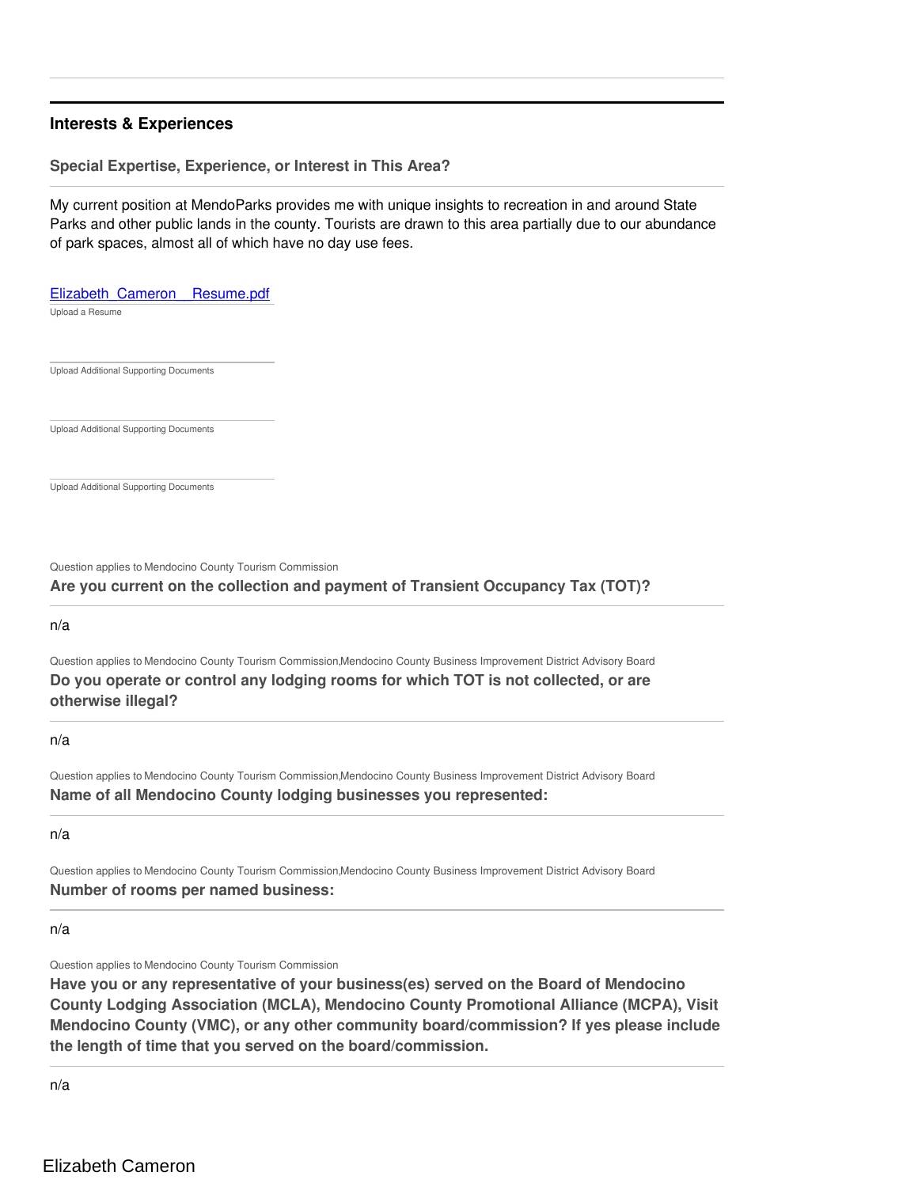## Interests & Experiences

### Special Expertise, Experience, or Interest in This Area?

My current position at MendoParks provides me with unique insights to recreation in and around State Parks and other public lands in the county. Tourists are drawn to this area partially due to our abundance of park spaces, almost all of which have no day use fees.

[Elizabeth_Cameron__Resume.pdf]

Upload a Resume

Upload Additional Supporting Documents

Upload Additional Supporting Documents

Upload Additional Supporting Documents

Question applies to Mendocino County Tourism Commission

**Are you current on the collection and payment of Transient Occupancy Tax (TOT)?**

n/a

Question applies to Mendocino County Tourism Commission,Mendocino County Business Improvement District Advisory Board

**Do you operate or control any lodging rooms for which TOT is not collected, or are otherwise illegal?**

n/a

Question applies to Mendocino County Tourism Commission,Mendocino County Business Improvement District Advisory Board

**Name of all Mendocino County lodging businesses you represented:**

n/a

Question applies to Mendocino County Tourism Commission,Mendocino County Business Improvement District Advisory Board

**Number of rooms per named business:**

n/a

Question applies to Mendocino County Tourism Commission

**Have you or any representative of your business(es) served on the Board of Mendocino County Lodging Association (MCLA), Mendocino County Promotional Alliance (MCPA), Visit Mendocino County (VMC), or any other community board/commission? If yes please include the length of time that you served on the board/commission.**

n/a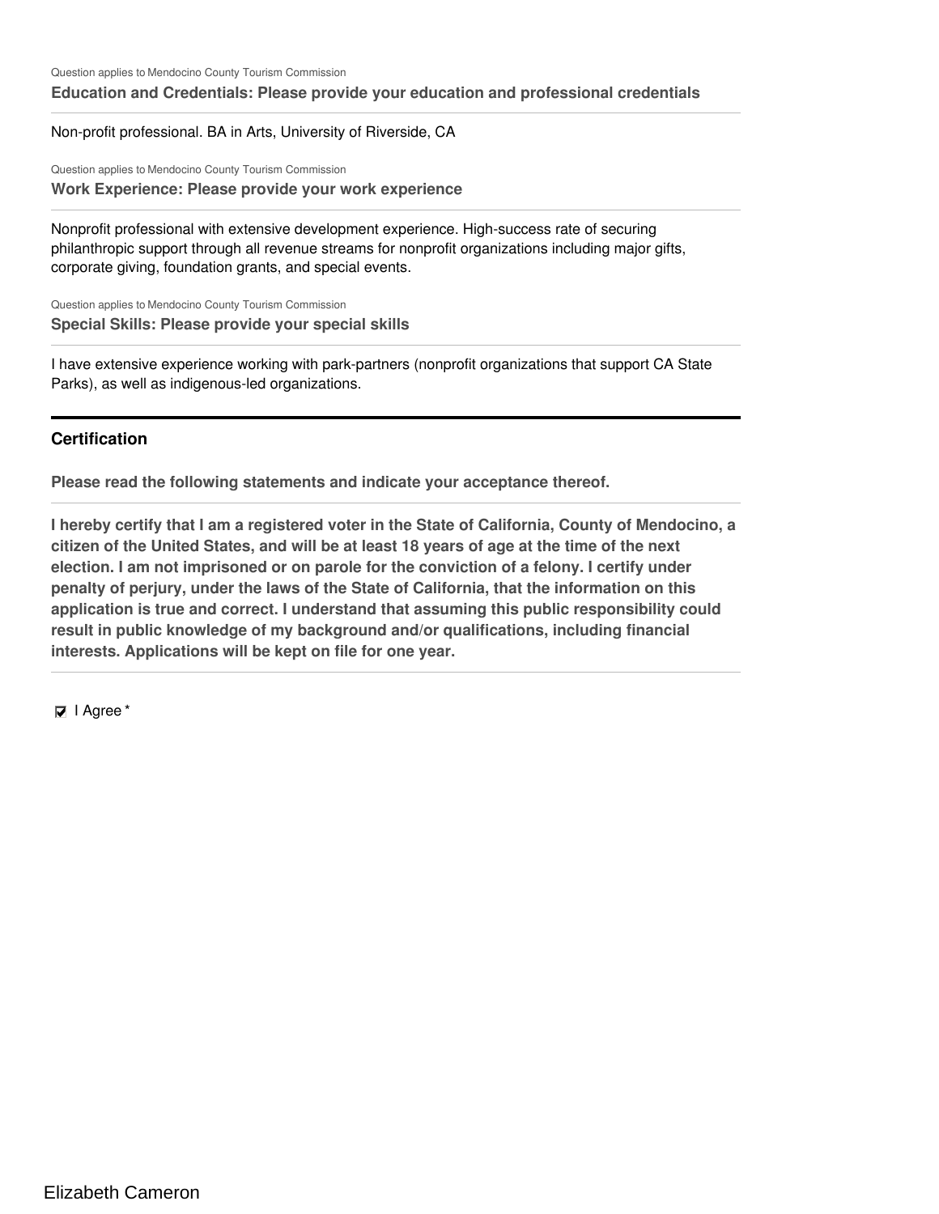Question applies to Mendocino County Tourism Commission

**Education and Credentials: Please provide your education and professional credentials**

Non-profit professional. BA in Arts, University of Riverside, CA

Question applies to Mendocino County Tourism Commission

**Work Experience: Please provide your work experience**

Nonprofit professional with extensive development experience. High-success rate of securing philanthropic support through all revenue streams for nonprofit organizations including major gifts, corporate giving, foundation grants, and special events.

Question applies to Mendocino County Tourism Commission

**Special Skills: Please provide your special skills**

I have extensive experience working with park-partners (nonprofit organizations that support CA State Parks), as well as indigenous-led organizations.

## Certification

**Please read the following statements and indicate your acceptance thereof.**

**I hereby certify that I am a registered voter in the State of California, County of Mendocino, a citizen of the United States, and will be at least 18 years of age at the time of the next election. I am not imprisoned or on parole for the conviction of a felony. I certify under penalty of perjury, under the laws of the State of California, that the information on this application is true and correct. I understand that assuming this public responsibility could result in public knowledge of my background and/or qualifications, including financial interests. Applications will be kept on file for one year.**

☑ I Agree *